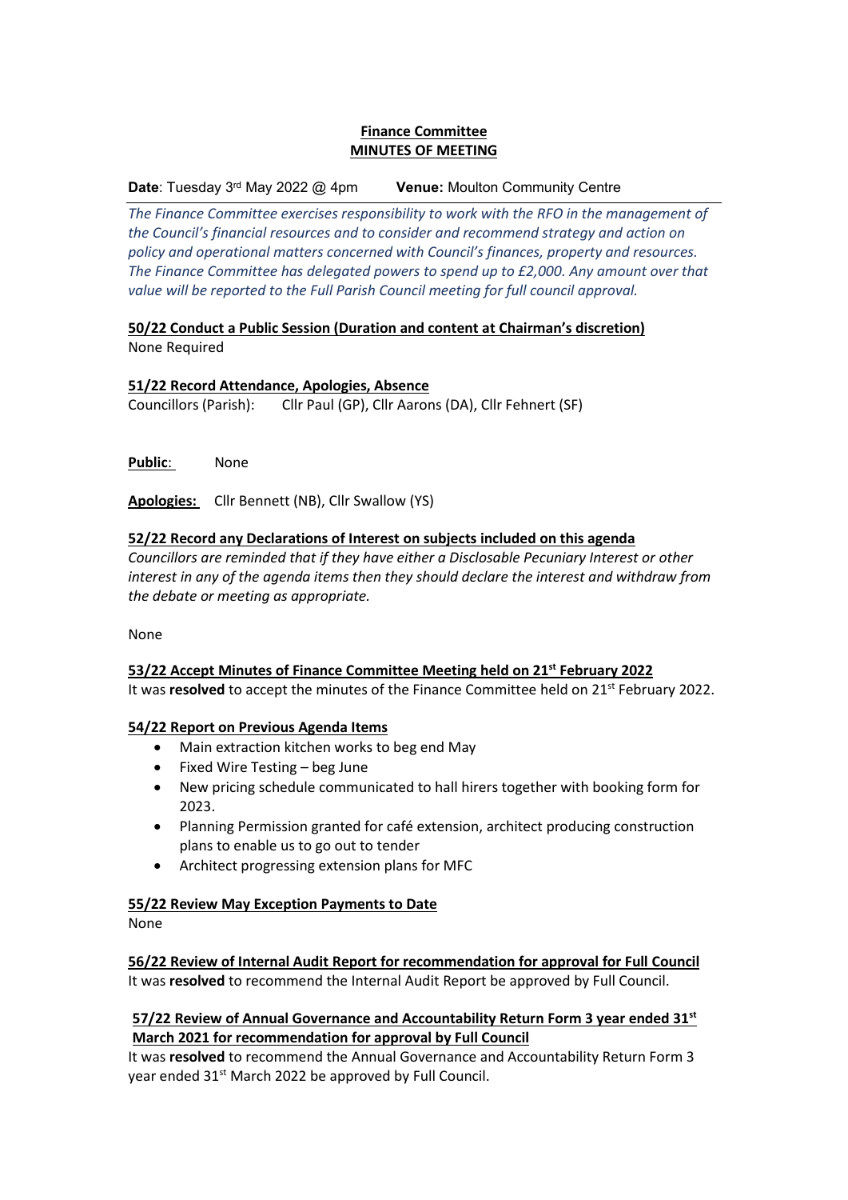**Finance Committee**
**MINUTES OF MEETING**

**Date**: Tuesday 3rd May 2022 @ 4pm **Venue:** Moulton Community Centre

*The Finance Committee exercises responsibility to work with the RFO in the management of the Council's financial resources and to consider and recommend strategy and action on policy and operational matters concerned with Council's finances, property and resources. The Finance Committee has delegated powers to spend up to £2,000. Any amount over that value will be reported to the Full Parish Council meeting for full council approval.*

**50/22 Conduct a Public Session (Duration and content at Chairman's discretion)**
None Required

**51/22 Record Attendance, Apologies, Absence**
Councillors (Parish): Cllr Paul (GP), Cllr Aarons (DA), Cllr Fehnert (SF)

**Public**: None

**Apologies:** Cllr Bennett (NB), Cllr Swallow (YS)

**52/22 Record any Declarations of Interest on subjects included on this agenda**
*Councillors are reminded that if they have either a Disclosable Pecuniary Interest or other interest in any of the agenda items then they should declare the interest and withdraw from the debate or meeting as appropriate.*

None

**53/22 Accept Minutes of Finance Committee Meeting held on 21st February 2022**
It was **resolved** to accept the minutes of the Finance Committee held on 21st February 2022.

**54/22 Report on Previous Agenda Items**

- Main extraction kitchen works to beg end May
- Fixed Wire Testing – beg June
- New pricing schedule communicated to hall hirers together with booking form for 2023.
- Planning Permission granted for café extension, architect producing construction plans to enable us to go out to tender
- Architect progressing extension plans for MFC

**55/22 Review May Exception Payments to Date**
None

**56/22 Review of Internal Audit Report for recommendation for approval for Full Council**
It was **resolved** to recommend the Internal Audit Report be approved by Full Council.

**57/22 Review of Annual Governance and Accountability Return Form 3 year ended 31st March 2021 for recommendation for approval by Full Council**
It was **resolved** to recommend the Annual Governance and Accountability Return Form 3 year ended 31st March 2022 be approved by Full Council.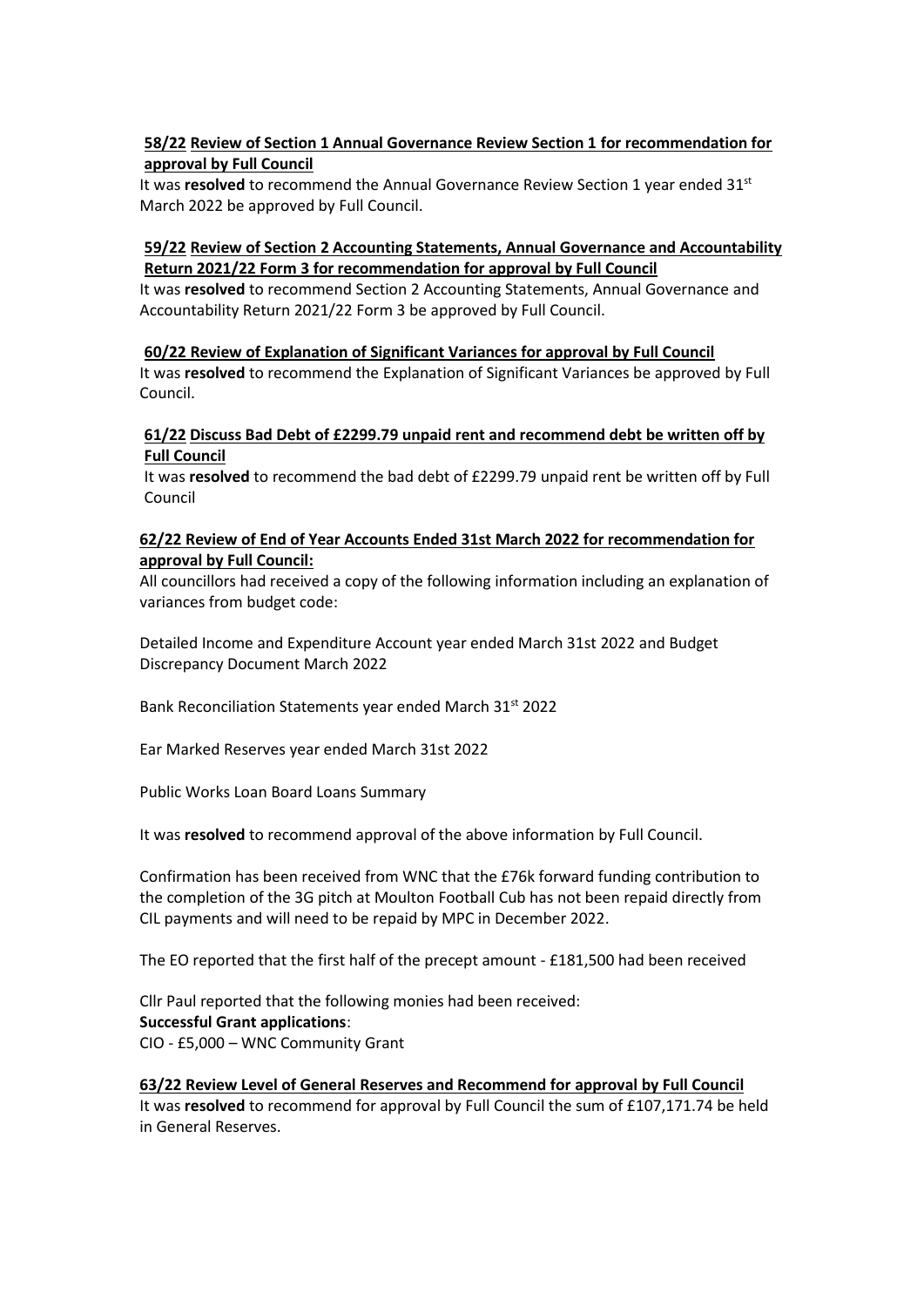**<u>58/22</u> <u>Review of Section 1 Annual Governance Review Section 1 for recommendation for approval by Full Council</u>**

It was **resolved** to recommend the Annual Governance Review Section 1 year ended 31st March 2022 be approved by Full Council.

**<u>59/22</u> <u>Review of Section 2 Accounting Statements, Annual Governance and Accountability Return 2021/22 Form 3 for recommendation for approval by Full Council</u>**

It was **resolved** to recommend Section 2 Accounting Statements, Annual Governance and Accountability Return 2021/22 Form 3 be approved by Full Council.

**<u>60/22 Review of Explanation of Significant Variances for approval by Full Council</u>**

It was **resolved** to recommend the Explanation of Significant Variances be approved by Full Council.

**<u>61/22</u> <u>Discuss Bad Debt of £2299.79 unpaid rent and recommend debt be written off by Full Council</u>**

It was **resolved** to recommend the bad debt of £2299.79 unpaid rent be written off by Full Council

**<u>62/22 Review of End of Year Accounts Ended 31st March 2022 for recommendation for approval by Full Council:</u>**

All councillors had received a copy of the following information including an explanation of variances from budget code:

Detailed Income and Expenditure Account year ended March 31st 2022 and Budget Discrepancy Document March 2022

Bank Reconciliation Statements year ended March 31st 2022

Ear Marked Reserves year ended March 31st 2022

Public Works Loan Board Loans Summary

It was **resolved** to recommend approval of the above information by Full Council.

Confirmation has been received from WNC that the £76k forward funding contribution to the completion of the 3G pitch at Moulton Football Cub has not been repaid directly from CIL payments and will need to be repaid by MPC in December 2022.

The EO reported that the first half of the precept amount - £181,500 had been received

Cllr Paul reported that the following monies had been received:

**Successful Grant applications**:

CIO - £5,000 – WNC Community Grant

**<u>63/22 Review Level of General Reserves and Recommend for approval by Full Council</u>**

It was **resolved** to recommend for approval by Full Council the sum of £107,171.74 be held in General Reserves.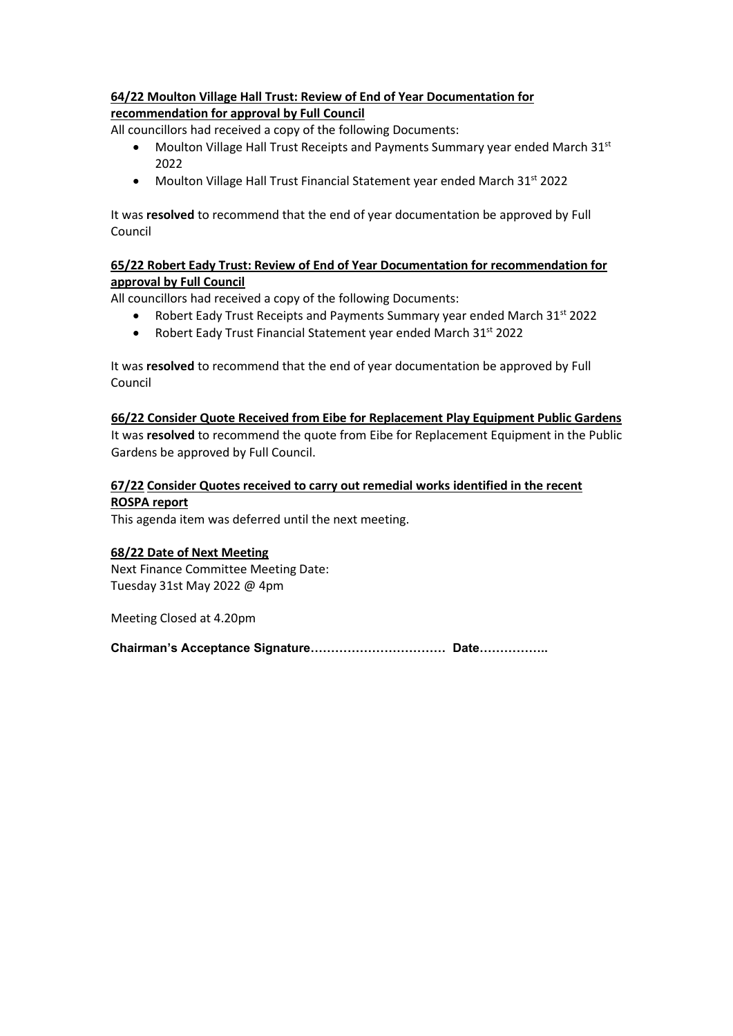**64/22 Moulton Village Hall Trust: Review of End of Year Documentation for recommendation for approval by Full Council**

All councillors had received a copy of the following Documents:

- Moulton Village Hall Trust Receipts and Payments Summary year ended March 31st 2022
- Moulton Village Hall Trust Financial Statement year ended March 31st 2022

It was **resolved** to recommend that the end of year documentation be approved by Full Council

**65/22 Robert Eady Trust: Review of End of Year Documentation for recommendation for approval by Full Council**

All councillors had received a copy of the following Documents:

- Robert Eady Trust Receipts and Payments Summary year ended March 31st 2022
- Robert Eady Trust Financial Statement year ended March 31st 2022

It was **resolved** to recommend that the end of year documentation be approved by Full Council

**66/22 Consider Quote Received from Eibe for Replacement Play Equipment Public Gardens**

It was **resolved** to recommend the quote from Eibe for Replacement Equipment in the Public Gardens be approved by Full Council.

**67/22 Consider Quotes received to carry out remedial works identified in the recent ROSPA report**

This agenda item was deferred until the next meeting.

**68/22 Date of Next Meeting**

Next Finance Committee Meeting Date:
Tuesday 31st May 2022 @ 4pm

Meeting Closed at 4.20pm

**Chairman's Acceptance Signature…………………………… Date……………..**